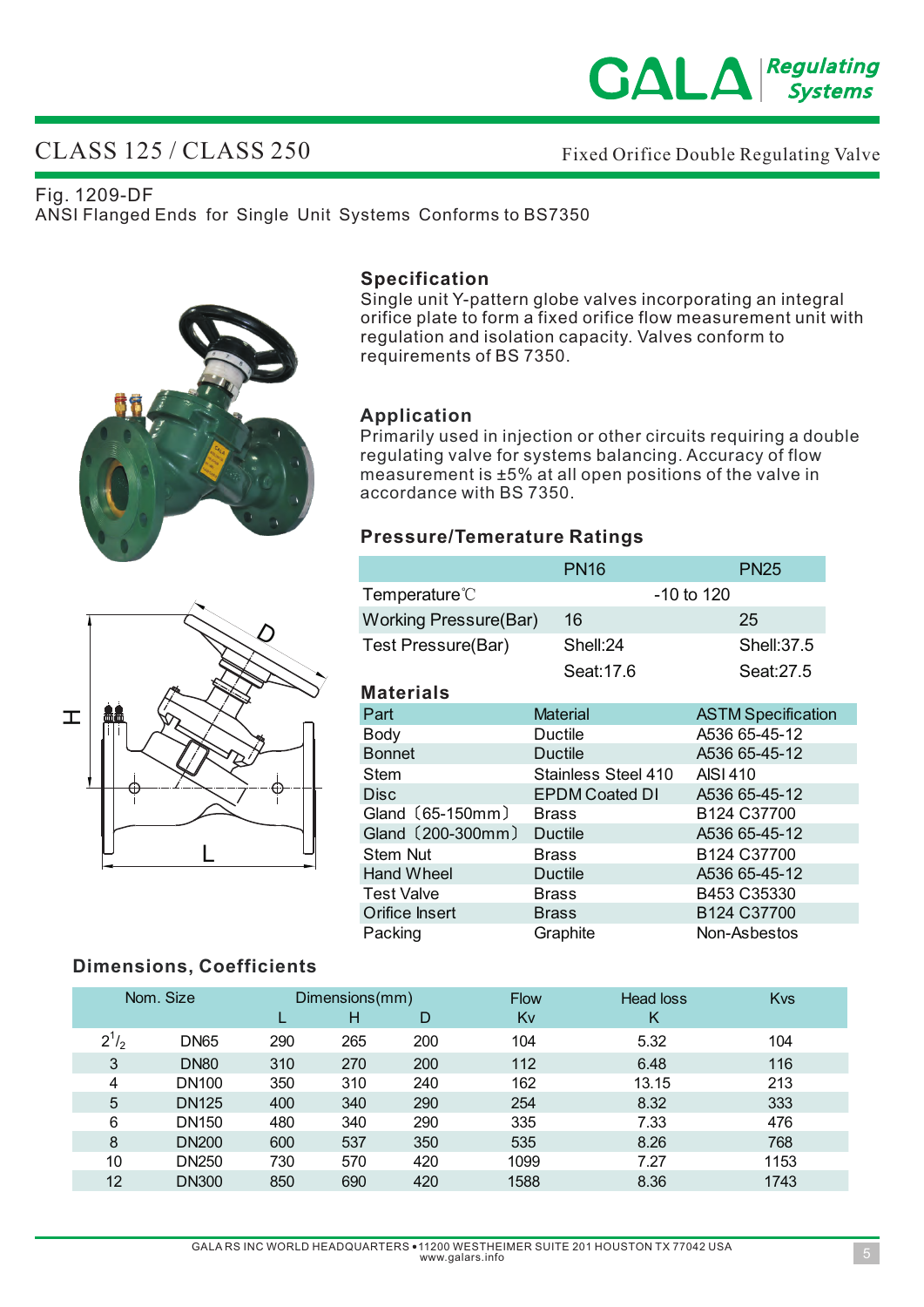# CLASS 125 / CLASS 250

Fixed Orifice Double Regulating Valve

Fig. 1209-DF
ANSI Flanged Ends for Single Unit Systems Conforms to BS7350

## Specification

Single unit Y-pattern globe valves incorporating an integral orifice plate to form a fixed orifice flow measurement unit with regulation and isolation capacity. Valves conform to requirements of BS 7350.

## Application

Primarily used in injection or other circuits requiring a double regulating valve for systems balancing. Accuracy of flow measurement is ±5% at all open positions of the valve in accordance with BS 7350.

## Pressure/Temerature Ratings

| | PN16 | PN25 |
|---|---|---|
| Temperature℃ | -10 to 120 | |
| Working Pressure(Bar) | 16 | 25 |
| Test Pressure(Bar) | Shell:24 | Shell:37.5 |
| | Seat:17.6 | Seat:27.5 |

## Materials

| Part | Material | ASTM Specification |
|---|---|---|
| Body | Ductile | A536 65-45-12 |
| Bonnet | Ductile | A536 65-45-12 |
| Stem | Stainless Steel 410 | AISI 410 |
| Disc | EPDM Coated DI | A536 65-45-12 |
| Gland〔65-150mm〕 | Brass | B124 C37700 |
| Gland〔200-300mm〕 | Ductile | A536 65-45-12 |
| Stem Nut | Brass | B124 C37700 |
| Hand Wheel | Ductile | A536 65-45-12 |
| Test Valve | Brass | B453 C35330 |
| Orifice Insert | Brass | B124 C37700 |
| Packing | Graphite | Non-Asbestos |

## Dimensions, Coefficients

| Nom. Size | | Dimensions(mm) | | | Flow | Head loss | Kvs |
|---|---|---|---|---|---|---|---|
| | | L | H | D | Kv | K | |
| $2^1/_2$ | DN65 | 290 | 265 | 200 | 104 | 5.32 | 104 |
| 3 | DN80 | 310 | 270 | 200 | 112 | 6.48 | 116 |
| 4 | DN100 | 350 | 310 | 240 | 162 | 13.15 | 213 |
| 5 | DN125 | 400 | 340 | 290 | 254 | 8.32 | 333 |
| 6 | DN150 | 480 | 340 | 290 | 335 | 7.33 | 476 |
| 8 | DN200 | 600 | 537 | 350 | 535 | 8.26 | 768 |
| 10 | DN250 | 730 | 570 | 420 | 1099 | 7.27 | 1153 |
| 12 | DN300 | 850 | 690 | 420 | 1588 | 8.36 | 1743 |

GALA RS INC WORLD HEADQUARTERS • 11200 WESTHEIMER SUITE 201 HOUSTON TX 77042 USA
www.galars.info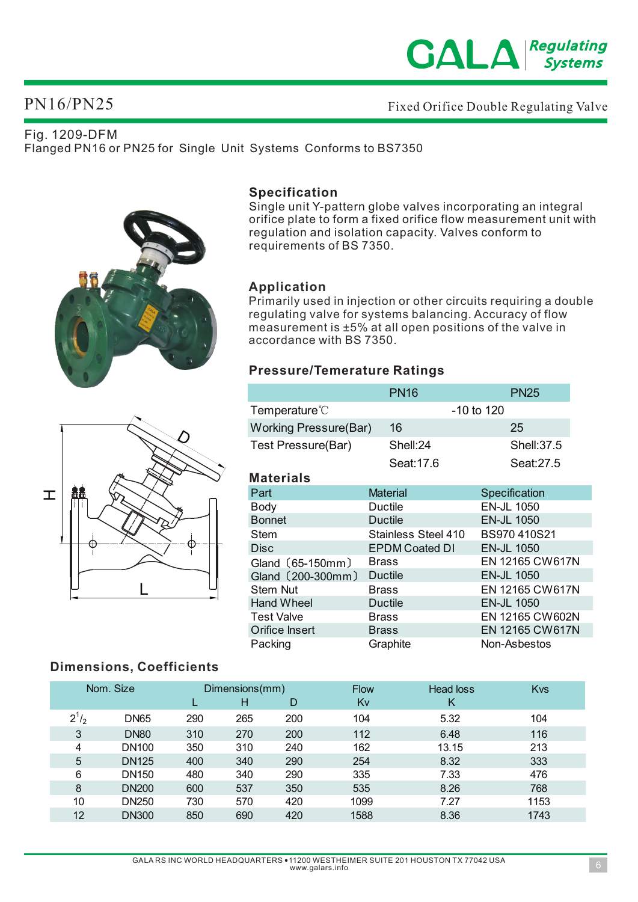PN16/PN25

Fixed Orifice Double Regulating Valve

Fig. 1209-DFM

Flanged PN16 or PN25 for Single Unit Systems Conforms to BS7350

## Specification

Single unit Y-pattern globe valves incorporating an integral orifice plate to form a fixed orifice flow measurement unit with regulation and isolation capacity. Valves conform to requirements of BS 7350.

## Application

Primarily used in injection or other circuits requiring a double regulating valve for systems balancing. Accuracy of flow measurement is ±5% at all open positions of the valve in accordance with BS 7350.

## Pressure/Temerature Ratings

| | PN16 | PN25 |
|---|---|---|
| Temperature℃ | -10 to 120 | |
| Working Pressure(Bar) | 16 | 25 |
| Test Pressure(Bar) | Shell:24 | Shell:37.5 |
| | Seat:17.6 | Seat:27.5 |

## Materials

| Part | Material | Specification |
|---|---|---|
| Body | Ductile | EN-JL 1050 |
| Bonnet | Ductile | EN-JL 1050 |
| Stem | Stainless Steel 410 | BS970 410S21 |
| Disc | EPDM Coated DI | EN-JL 1050 |
| Gland〔65-150mm〕 | Brass | EN 12165 CW617N |
| Gland〔200-300mm〕 | Ductile | EN-JL 1050 |
| Stem Nut | Brass | EN 12165 CW617N |
| Hand Wheel | Ductile | EN-JL 1050 |
| Test Valve | Brass | EN 12165 CW602N |
| Orifice Insert | Brass | EN 12165 CW617N |
| Packing | Graphite | Non-Asbestos |

## Dimensions, Coefficients

| Nom. Size | | Dimensions(mm) | | | Flow | Head loss | Kvs |
|---|---|---|---|---|---|---|---|
| | | L | H | D | Kv | K | |
| $2^1/_2$ | DN65 | 290 | 265 | 200 | 104 | 5.32 | 104 |
| 3 | DN80 | 310 | 270 | 200 | 112 | 6.48 | 116 |
| 4 | DN100 | 350 | 310 | 240 | 162 | 13.15 | 213 |
| 5 | DN125 | 400 | 340 | 290 | 254 | 8.32 | 333 |
| 6 | DN150 | 480 | 340 | 290 | 335 | 7.33 | 476 |
| 8 | DN200 | 600 | 537 | 350 | 535 | 8.26 | 768 |
| 10 | DN250 | 730 | 570 | 420 | 1099 | 7.27 | 1153 |
| 12 | DN300 | 850 | 690 | 420 | 1588 | 8.36 | 1743 |

GALA RS INC WORLD HEADQUARTERS • 11200 WESTHEIMER SUITE 201 HOUSTON TX 77042 USA
www.galars.info